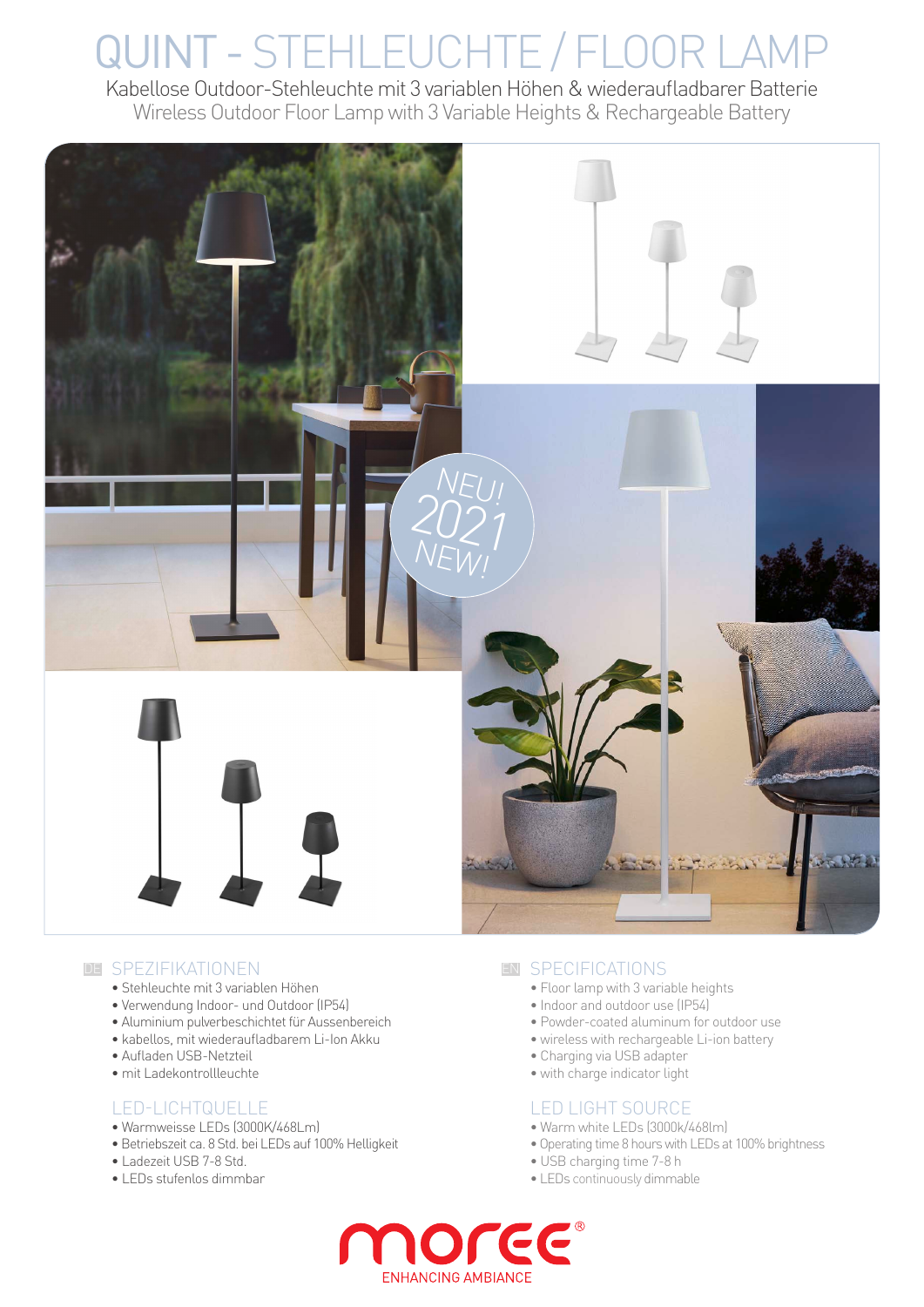# QUINT - STEHLEUCHTE / FLOOR LAMP

Kabellose Outdoor-Stehleuchte mit 3 variablen Höhen & wiederaufladbarer Batterie

Wireless Outdoor Floor Lamp with 3 Variable Heights & Rechargeable Battery

NEU! 2021 NEW!

## DE SPEZIFIKATIONEN

- Stehleuchte mit 3 variablen Höhen
- Verwendung Indoor- und Outdoor (IP54)
- Aluminium pulverbeschichtet für Aussenbereich
- kabellos, mit wiederaufladbarem Li-Ion Akku
- Aufladen USB-Netzteil
- mit Ladekontrollleuchte

## LED-LICHTQUELLE

- Warmweisse LEDs (3000K/468Lm)
- Betriebszeit ca. 8 Std. bei LEDs auf 100% Helligkeit
- Ladezeit USB 7-8 Std.
- LEDs stufenlos dimmbar

## EN SPECIFICATIONS

- Floor lamp with 3 variable heights
- Indoor and outdoor use (IP54)
- Powder-coated aluminum for outdoor use
- wireless with rechargeable Li-ion battery
- Charging via USB adapter
- with charge indicator light

## LED LIGHT SOURCE

- Warm white LEDs (3000k/468lm)
- Operating time 8 hours with LEDs at 100% brightness
- USB charging time 7-8 h
- LEDs continuously dimmable

moree®

ENHANCING AMBIANCE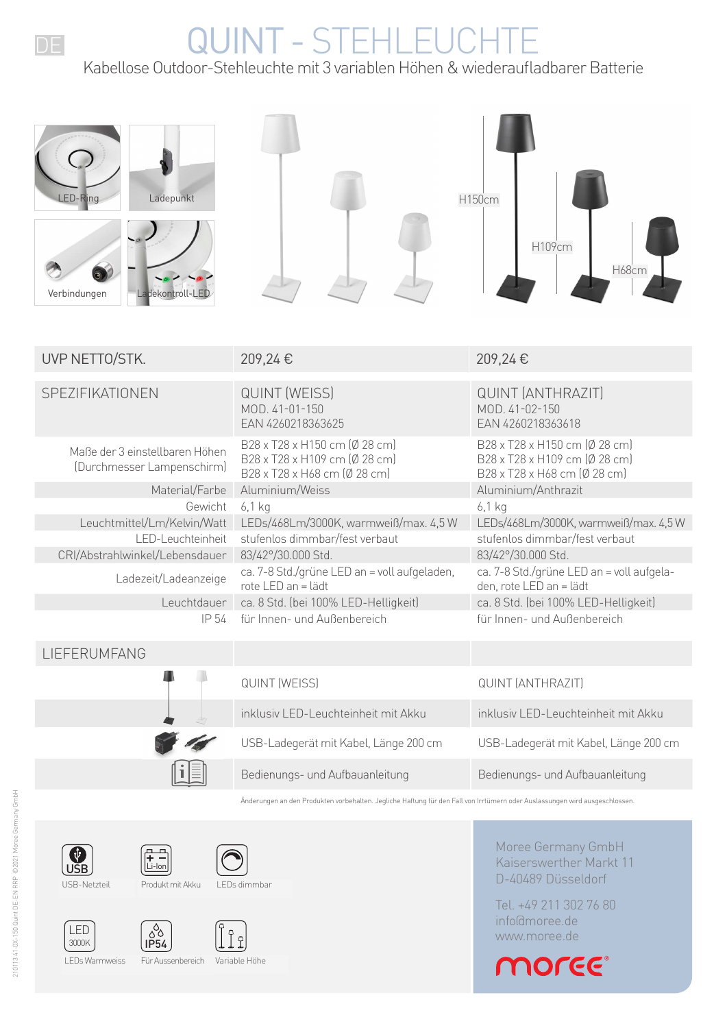DE

# QUINT - STEHLEUCHTE

Kabellose Outdoor-Stehleuchte mit 3 variablen Höhen & wiederaufladbarer Batterie

LED-Ring

Ladepunkt

Verbindungen

Ladekontroll-LED

H150cm

H109cm

H68cm

| UVP NETTO/STK. | 209,24 € | 209,24 € |
|---|---|---|
| SPEZIFIKATIONEN | QUINT (WEISS)<br>MOD. 41-01-150<br>EAN 4260218363625 | QUINT (ANTHRAZIT)<br>MOD. 41-02-150<br>EAN 4260218363618 |
| Maße der 3 einstellbaren Höhen (Durchmesser Lampenschirm) | B28 x T28 x H150 cm (Ø 28 cm)<br>B28 x T28 x H109 cm (Ø 28 cm)<br>B28 x T28 x H68 cm (Ø 28 cm) | B28 x T28 x H150 cm (Ø 28 cm)<br>B28 x T28 x H109 cm (Ø 28 cm)<br>B28 x T28 x H68 cm (Ø 28 cm) |
| Material/Farbe | Aluminium/Weiss | Aluminium/Anthrazit |
| Gewicht | 6,1 kg | 6,1 kg |
| Leuchtmittel/Lm/Kelvin/Watt | LEDs/468Lm/3000K, warmweiß/max. 4,5 W | LEDs/468Lm/3000K, warmweiß/max. 4,5 W |
| LED-Leuchteinheit | stufenlos dimmbar/fest verbaut | stufenlos dimmbar/fest verbaut |
| CRI/Abstrahlwinkel/Lebensdauer | 83/42°/30.000 Std. | 83/42°/30.000 Std. |
| Ladezeit/Ladeanzeige | ca. 7-8 Std./grüne LED an = voll aufgeladen, rote LED an = lädt | ca. 7-8 Std./grüne LED an = voll aufgeladen, rote LED an = lädt |
| Leuchtdauer | ca. 8 Std. (bei 100% LED-Helligkeit) | ca. 8 Std. (bei 100% LED-Helligkeit) |
| IP 54 | für Innen- und Außenbereich | für Innen- und Außenbereich |

| LIEFERUMFANG | | |
|---|---|---|
| | QUINT (WEISS) | QUINT (ANTHRAZIT) |
| | inklusiv LED-Leuchteinheit mit Akku | inklusiv LED-Leuchteinheit mit Akku |
| | USB-Ladegerät mit Kabel, Länge 200 cm | USB-Ladegerät mit Kabel, Länge 200 cm |
| | Bedienungs- und Aufbauanleitung | Bedienungs- und Aufbauanleitung |

Änderungen an den Produkten vorbehalten. Jegliche Haftung für den Fall von Irrtümern oder Auslassungen wird ausgeschlossen.

USB-Netzteil · Produkt mit Akku · LEDs dimmbar · LEDs Warmweiss · Für Aussenbereich · Variable Höhe

Moree Germany GmbH
Kaiserswerther Markt 11
D-40489 Düsseldorf

Tel. +49 211 302 76 80
info@moree.de
www.moree.de

moree

210113 41-0X-150 Quint DE-EN RRP ©2021 Moree Germany GmbH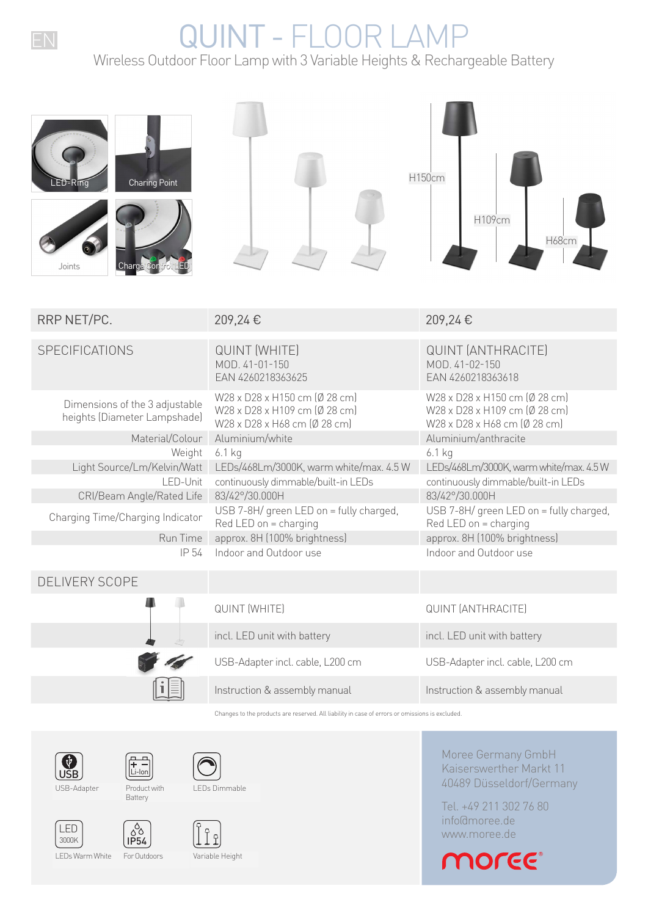EN

# QUINT - FLOOR LAMP

Wireless Outdoor Floor Lamp with 3 Variable Heights & Rechargeable Battery

LED-Ring

Charing Point

Joints

Charge Control LED

H150cm

H109cm

H68cm

| RRP NET/PC. | 209,24 € | 209,24 € |
|---|---|---|
| SPECIFICATIONS | QUINT (WHITE)<br>MOD. 41-01-150<br>EAN 4260218363625 | QUINT (ANTHRACITE)<br>MOD. 41-02-150<br>EAN 4260218363618 |
| Dimensions of the 3 adjustable heights (Diameter Lampshade) | W28 x D28 x H150 cm (Ø 28 cm)<br>W28 x D28 x H109 cm (Ø 28 cm)<br>W28 x D28 x H68 cm (Ø 28 cm) | W28 x D28 x H150 cm (Ø 28 cm)<br>W28 x D28 x H109 cm (Ø 28 cm)<br>W28 x D28 x H68 cm (Ø 28 cm) |
| Material/Colour | Aluminium/white | Aluminium/anthracite |
| Weight | 6.1 kg | 6.1 kg |
| Light Source/Lm/Kelvin/Watt | LEDs/468Lm/3000K, warm white/max. 4.5 W | LEDs/468Lm/3000K, warm white/max. 4.5 W |
| LED-Unit | continuously dimmable/built-in LEDs | continuously dimmable/built-in LEDs |
| CRI/Beam Angle/Rated Life | 83/42°/30.000H | 83/42°/30.000H |
| Charging Time/Charging Indicator | USB 7-8H/ green LED on = fully charged, Red LED on = charging | USB 7-8H/ green LED on = fully charged, Red LED on = charging |
| Run Time | approx. 8H (100% brightness) | approx. 8H (100% brightness) |
| IP 54 | Indoor and Outdoor use | Indoor and Outdoor use |

| DELIVERY SCOPE | | |
|---|---|---|
| | QUINT (WHITE) | QUINT (ANTHRACITE) |
| | incl. LED unit with battery | incl. LED unit with battery |
| | USB-Adapter incl. cable, L200 cm | USB-Adapter incl. cable, L200 cm |
| | Instruction & assembly manual | Instruction & assembly manual |

Changes to the products are reserved. All liability in case of errors or omissions is excluded.

USB-Adapter | Product with Battery | LEDs Dimmable

LEDs Warm White | For Outdoors | Variable Height

Moree Germany GmbH
Kaiserswerther Markt 11
40489 Düsseldorf/Germany

Tel. +49 211 302 76 80
info@moree.de
www.moree.de

moree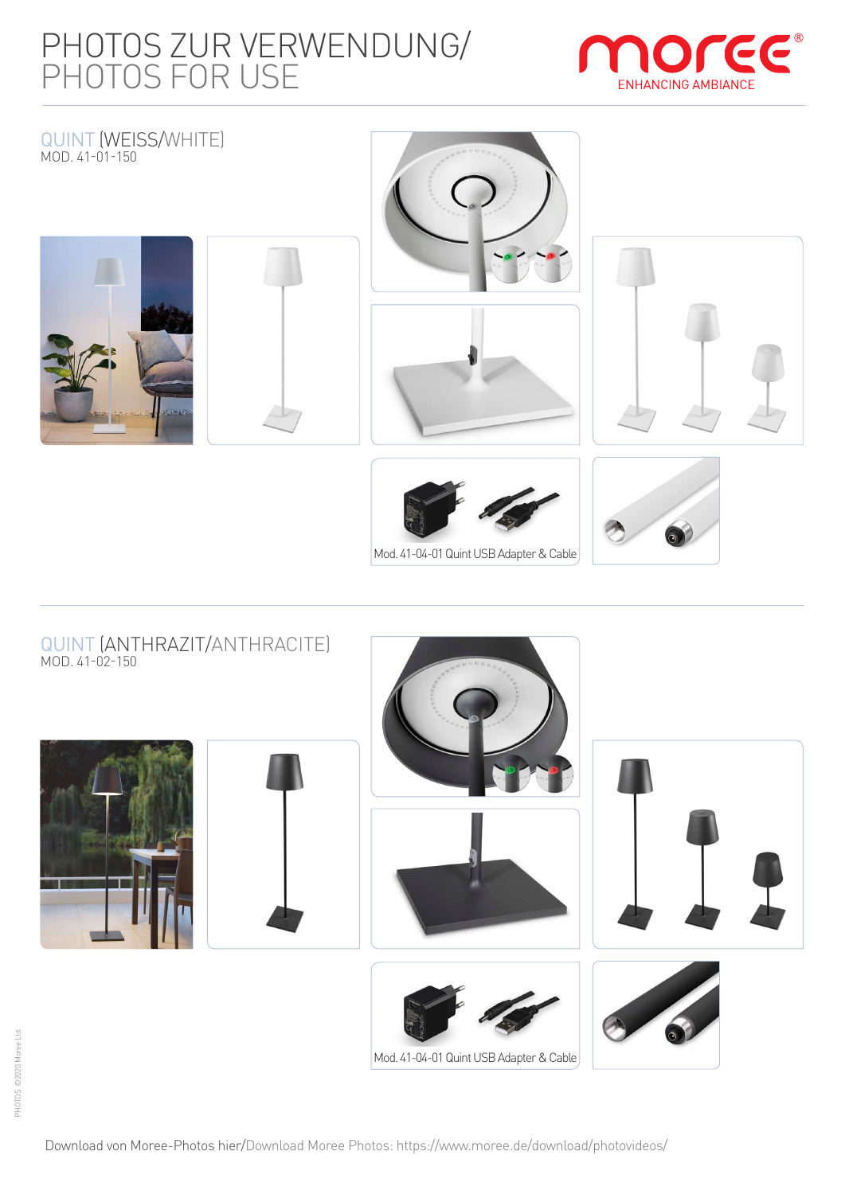# PHOTOS ZUR VERWENDUNG/ PHOTOS FOR USE

moree
ENHANCING AMBIANCE

## QUINT (WEISS/WHITE)

MOD. 41-01-150

Mod. 41-04-01 Quint USB Adapter & Cable

## QUINT (ANTHRAZIT/ANTHRACITE)

MOD. 41-02-150

Mod. 41-04-01 Quint USB Adapter & Cable

PHOTOS ©2020 Moree Ltd.

Download von Moree-Photos hier/Download Moree Photos: https://www.moree.de/download/photovideos/